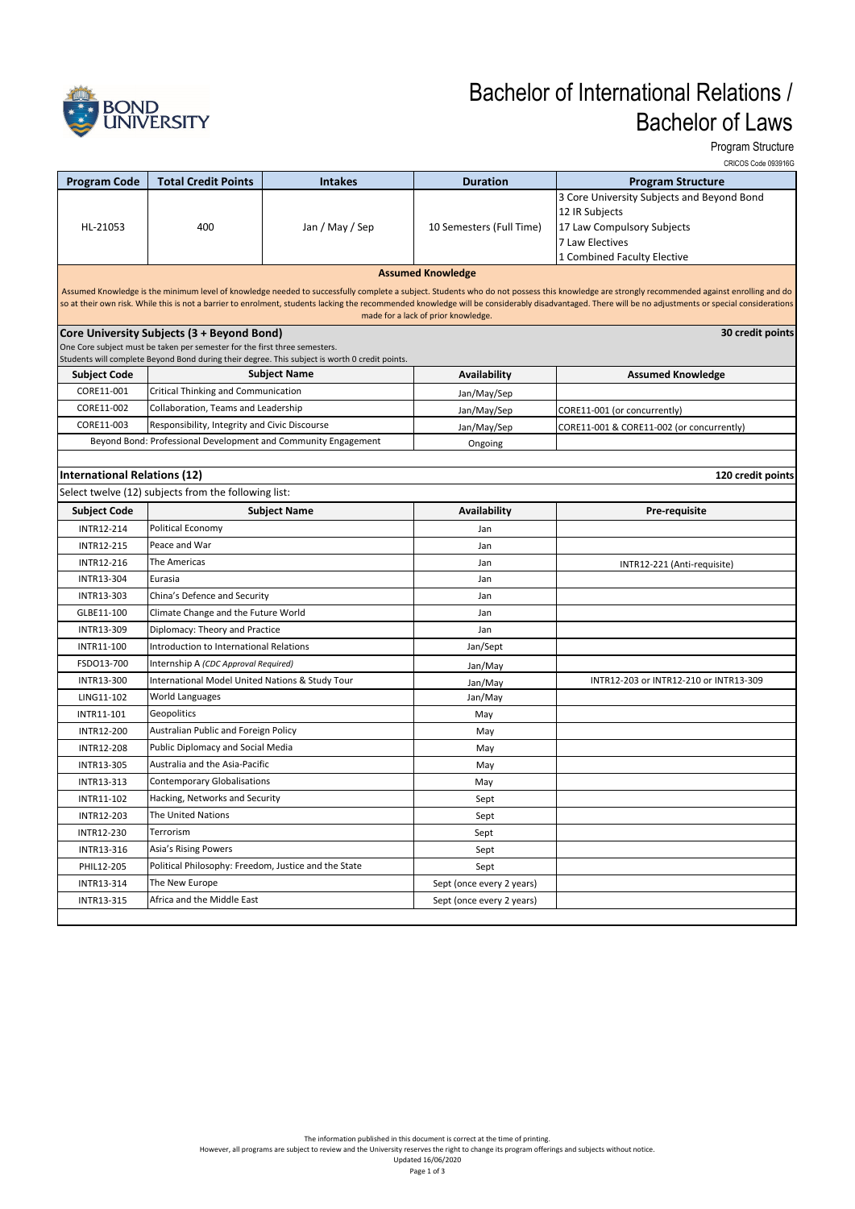# Bachelor of International Relations / Bachelor of Laws

Program Structure

CRICOS Code 093916G

| Program Code | Total Credit Points | Intakes | Duration | Program Structure |
|---|---|---|---|---|
| HL-21053 | 400 | Jan / May / Sep | 10 Semesters (Full Time) | 3 Core University Subjects and Beyond Bond<br>12 IR Subjects<br>17 Law Compulsory Subjects<br>7 Law Electives<br>1 Combined Faculty Elective |

**Assumed Knowledge**

Assumed Knowledge is the minimum level of knowledge needed to successfully complete a subject. Students who do not possess this knowledge are strongly recommended against enrolling and do so at their own risk. While this is not a barrier to enrolment, students lacking the recommended knowledge will be considerably disadvantaged. There will be no adjustments or special considerations made for a lack of prior knowledge.

## Core University Subjects (3 + Beyond Bond) — 30 credit points

One Core subject must be taken per semester for the first three semesters.
Students will complete Beyond Bond during their degree. This subject is worth 0 credit points.

| Subject Code | Subject Name | Availability | Assumed Knowledge |
|---|---|---|---|
| CORE11-001 | Critical Thinking and Communication | Jan/May/Sep | |
| CORE11-002 | Collaboration, Teams and Leadership | Jan/May/Sep | CORE11-001 (or concurrently) |
| CORE11-003 | Responsibility, Integrity and Civic Discourse | Jan/May/Sep | CORE11-001 & CORE11-002 (or concurrently) |
| Beyond Bond: Professional Development and Community Engagement | | Ongoing | |

## International Relations (12) — 120 credit points

Select twelve (12) subjects from the following list:

| Subject Code | Subject Name | Availability | Pre-requisite |
|---|---|---|---|
| INTR12-214 | Political Economy | Jan | |
| INTR12-215 | Peace and War | Jan | |
| INTR12-216 | The Americas | Jan | INTR12-221 (Anti-requisite) |
| INTR13-304 | Eurasia | Jan | |
| INTR13-303 | China's Defence and Security | Jan | |
| GLBE11-100 | Climate Change and the Future World | Jan | |
| INTR13-309 | Diplomacy: Theory and Practice | Jan | |
| INTR11-100 | Introduction to International Relations | Jan/Sept | |
| FSDO13-700 | Internship A *(CDC Approval Required)* | Jan/May | |
| INTR13-300 | International Model United Nations & Study Tour | Jan/May | INTR12-203 or INTR12-210 or INTR13-309 |
| LING11-102 | World Languages | Jan/May | |
| INTR11-101 | Geopolitics | May | |
| INTR12-200 | Australian Public and Foreign Policy | May | |
| INTR12-208 | Public Diplomacy and Social Media | May | |
| INTR13-305 | Australia and the Asia-Pacific | May | |
| INTR13-313 | Contemporary Globalisations | May | |
| INTR11-102 | Hacking, Networks and Security | Sept | |
| INTR12-203 | The United Nations | Sept | |
| INTR12-230 | Terrorism | Sept | |
| INTR13-316 | Asia's Rising Powers | Sept | |
| PHIL12-205 | Political Philosophy: Freedom, Justice and the State | Sept | |
| INTR13-314 | The New Europe | Sept (once every 2 years) | |
| INTR13-315 | Africa and the Middle East | Sept (once every 2 years) | |

The information published in this document is correct at the time of printing.
However, all programs are subject to review and the University reserves the right to change its program offerings and subjects without notice.
Updated 16/06/2020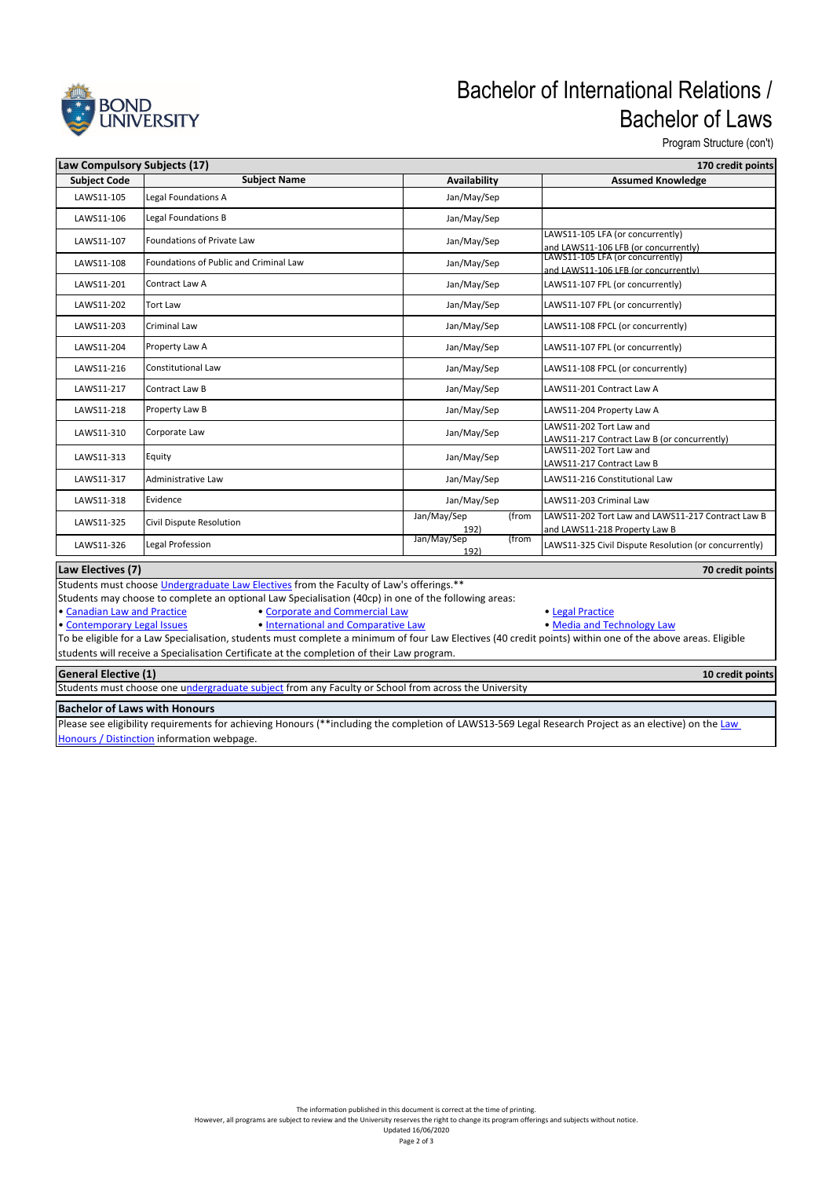# Bachelor of International Relations / Bachelor of Laws

Program Structure (con't)

| Law Compulsory Subjects (17) | | | 170 credit points |
|---|---|---|---|
| **Subject Code** | **Subject Name** | **Availability** | **Assumed Knowledge** |
| LAWS11-105 | Legal Foundations A | Jan/May/Sep | |
| LAWS11-106 | Legal Foundations B | Jan/May/Sep | |
| LAWS11-107 | Foundations of Private Law | Jan/May/Sep | LAWS11-105 LFA (or concurrently) and LAWS11-106 LFB (or concurrently) |
| LAWS11-108 | Foundations of Public and Criminal Law | Jan/May/Sep | LAWS11-105 LFA (or concurrently) and LAWS11-106 LFB (or concurrently) |
| LAWS11-201 | Contract Law A | Jan/May/Sep | LAWS11-107 FPL (or concurrently) |
| LAWS11-202 | Tort Law | Jan/May/Sep | LAWS11-107 FPL (or concurrently) |
| LAWS11-203 | Criminal Law | Jan/May/Sep | LAWS11-108 FPCL (or concurrently) |
| LAWS11-204 | Property Law A | Jan/May/Sep | LAWS11-107 FPL (or concurrently) |
| LAWS11-216 | Constitutional Law | Jan/May/Sep | LAWS11-108 FPCL (or concurrently) |
| LAWS11-217 | Contract Law B | Jan/May/Sep | LAWS11-201 Contract Law A |
| LAWS11-218 | Property Law B | Jan/May/Sep | LAWS11-204 Property Law A |
| LAWS11-310 | Corporate Law | Jan/May/Sep | LAWS11-202 Tort Law and LAWS11-217 Contract Law B (or concurrently) |
| LAWS11-313 | Equity | Jan/May/Sep | LAWS11-202 Tort Law and LAWS11-217 Contract Law B |
| LAWS11-317 | Administrative Law | Jan/May/Sep | LAWS11-216 Constitutional Law |
| LAWS11-318 | Evidence | Jan/May/Sep | LAWS11-203 Criminal Law |
| LAWS11-325 | Civil Dispute Resolution | Jan/May/Sep (from 192) | LAWS11-202 Tort Law and LAWS11-217 Contract Law B and LAWS11-218 Property Law B |
| LAWS11-326 | Legal Profession | Jan/May/Sep (from 192) | LAWS11-325 Civil Dispute Resolution (or concurrently) |

## Law Electives (7) — 70 credit points

Students must choose Undergraduate Law Electives from the Faculty of Law's offerings.**

Students may choose to complete an optional Law Specialisation (40cp) in one of the following areas:

- Canadian Law and Practice
- Corporate and Commercial Law
- Legal Practice
- Contemporary Legal Issues
- International and Comparative Law
- Media and Technology Law

To be eligible for a Law Specialisation, students must complete a minimum of four Law Electives (40 credit points) within one of the above areas. Eligible students will receive a Specialisation Certificate at the completion of their Law program.

## General Elective (1) — 10 credit points

Students must choose one undergraduate subject from any Faculty or School from across the University

## Bachelor of Laws with Honours

Please see eligibility requirements for achieving Honours (**including the completion of LAWS13-569 Legal Research Project as an elective) on the Law Honours / Distinction information webpage.

The information published in this document is correct at the time of printing.
However, all programs are subject to review and the University reserves the right to change its program offerings and subjects without notice.
Updated 16/06/2020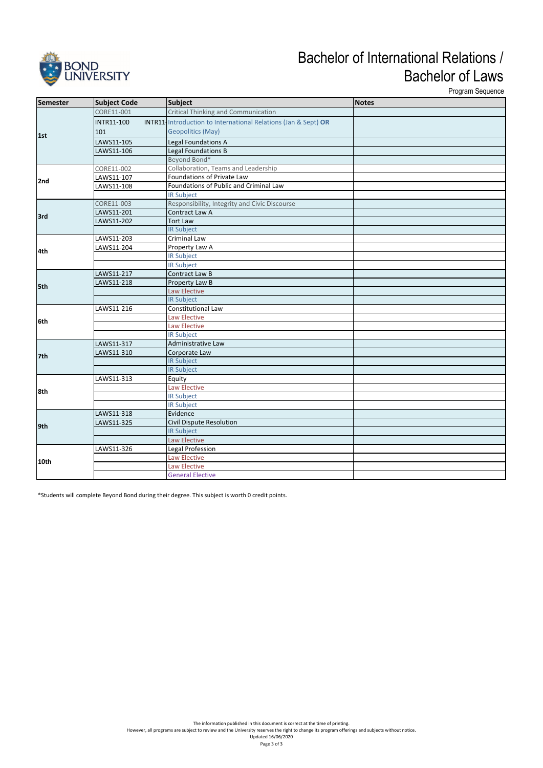# Bachelor of International Relations / Bachelor of Laws

Program Sequence

| Semester | Subject Code | Subject | Notes |
|---|---|---|---|
| 1st | CORE11-001 | Critical Thinking and Communication | |
| | INTR11-100 INTR11-101 | Introduction to International Relations (Jan & Sept) **OR** Geopolitics (May) | |
| | LAWS11-105 | Legal Foundations A | |
| | LAWS11-106 | Legal Foundations B | |
| | | Beyond Bond* | |
| 2nd | CORE11-002 | Collaboration, Teams and Leadership | |
| | LAWS11-107 | Foundations of Private Law | |
| | LAWS11-108 | Foundations of Public and Criminal Law | |
| | | IR Subject | |
| 3rd | CORE11-003 | Responsibility, Integrity and Civic Discourse | |
| | LAWS11-201 | Contract Law A | |
| | LAWS11-202 | Tort Law | |
| | | IR Subject | |
| 4th | LAWS11-203 | Criminal Law | |
| | LAWS11-204 | Property Law A | |
| | | IR Subject | |
| | | IR Subject | |
| 5th | LAWS11-217 | Contract Law B | |
| | LAWS11-218 | Property Law B | |
| | | Law Elective | |
| | | IR Subject | |
| 6th | LAWS11-216 | Constitutional Law | |
| | | Law Elective | |
| | | Law Elective | |
| | | IR Subject | |
| 7th | LAWS11-317 | Administrative Law | |
| | LAWS11-310 | Corporate Law | |
| | | IR Subject | |
| | | IR Subject | |
| 8th | LAWS11-313 | Equity | |
| | | Law Elective | |
| | | IR Subject | |
| | | IR Subject | |
| 9th | LAWS11-318 | Evidence | |
| | LAWS11-325 | Civil Dispute Resolution | |
| | | IR Subject | |
| | | Law Elective | |
| 10th | LAWS11-326 | Legal Profession | |
| | | Law Elective | |
| | | Law Elective | |
| | | General Elective | |

*Students will complete Beyond Bond during their degree. This subject is worth 0 credit points.

The information published in this document is correct at the time of printing.
However, all programs are subject to review and the University reserves the right to change its program offerings and subjects without notice.
Updated 16/06/2020